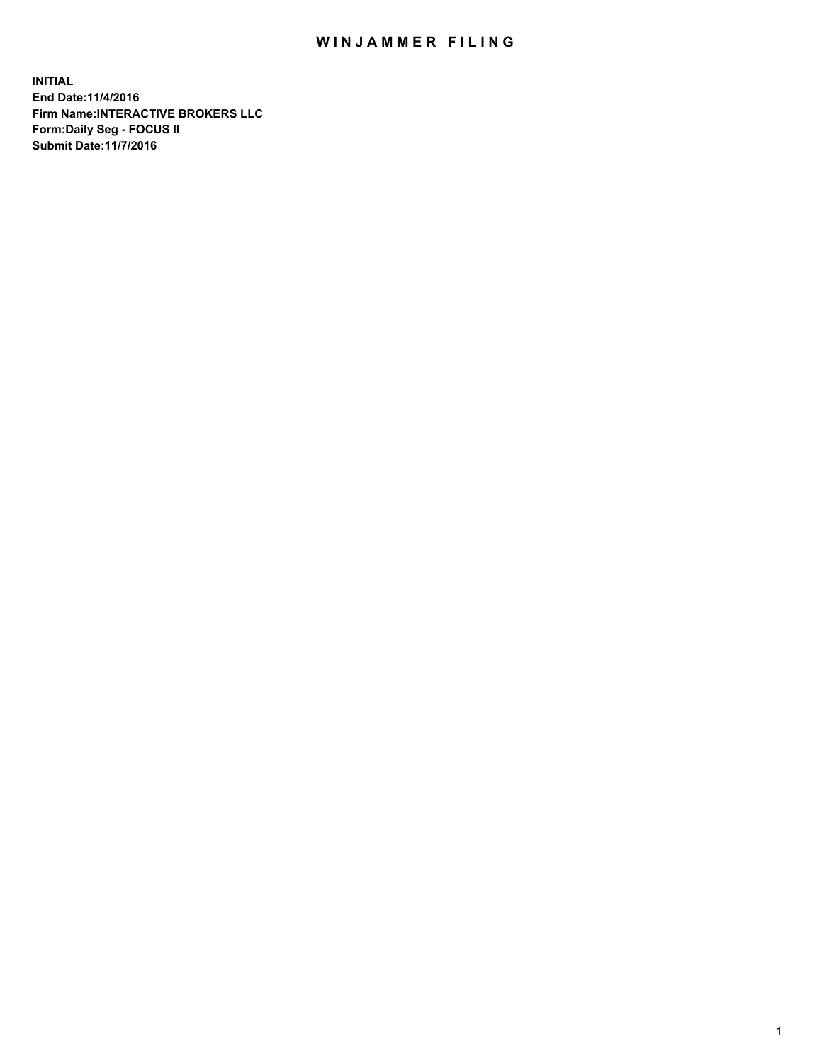# WINJAMMER FILING

**INITIAL**
**End Date:11/4/2016**
**Firm Name:INTERACTIVE BROKERS LLC**
**Form:Daily Seg - FOCUS II**
**Submit Date:11/7/2016**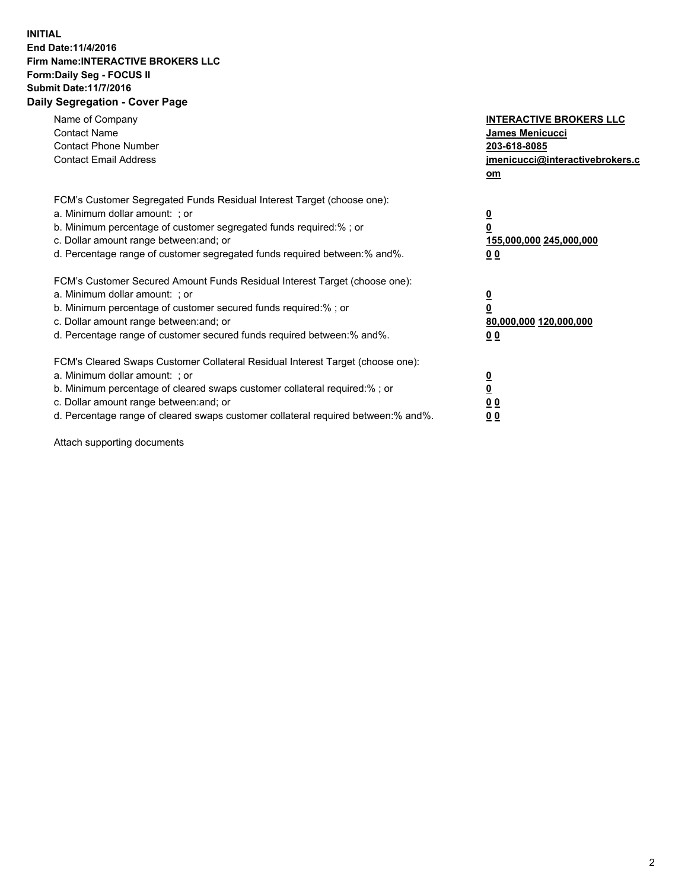**INITIAL**
**End Date:11/4/2016**
**Firm Name:INTERACTIVE BROKERS LLC**
**Form:Daily Seg - FOCUS II**
**Submit Date:11/7/2016**
## Daily Segregation - Cover Page

| | |
|---|---|
| Name of Company | **INTERACTIVE BROKERS LLC** |
| Contact Name | **James Menicucci** |
| Contact Phone Number | **203-618-8085** |
| Contact Email Address | **jmenicucci@interactivebrokers.com** |

FCM's Customer Segregated Funds Residual Interest Target (choose one):

| | |
|---|---|
| a. Minimum dollar amount: ; or | **0** |
| b. Minimum percentage of customer segregated funds required:% ; or | **0** |
| c. Dollar amount range between:and; or | **155,000,000 245,000,000** |
| d. Percentage range of customer segregated funds required between:% and%. | **0 0** |

FCM's Customer Secured Amount Funds Residual Interest Target (choose one):

| | |
|---|---|
| a. Minimum dollar amount: ; or | **0** |
| b. Minimum percentage of customer secured funds required:% ; or | **0** |
| c. Dollar amount range between:and; or | **80,000,000 120,000,000** |
| d. Percentage range of customer secured funds required between:% and%. | **0 0** |

FCM's Cleared Swaps Customer Collateral Residual Interest Target (choose one):

| | |
|---|---|
| a. Minimum dollar amount: ; or | **0** |
| b. Minimum percentage of cleared swaps customer collateral required:% ; or | **0** |
| c. Dollar amount range between:and; or | **0 0** |
| d. Percentage range of cleared swaps customer collateral required between:% and%. | **0 0** |

Attach supporting documents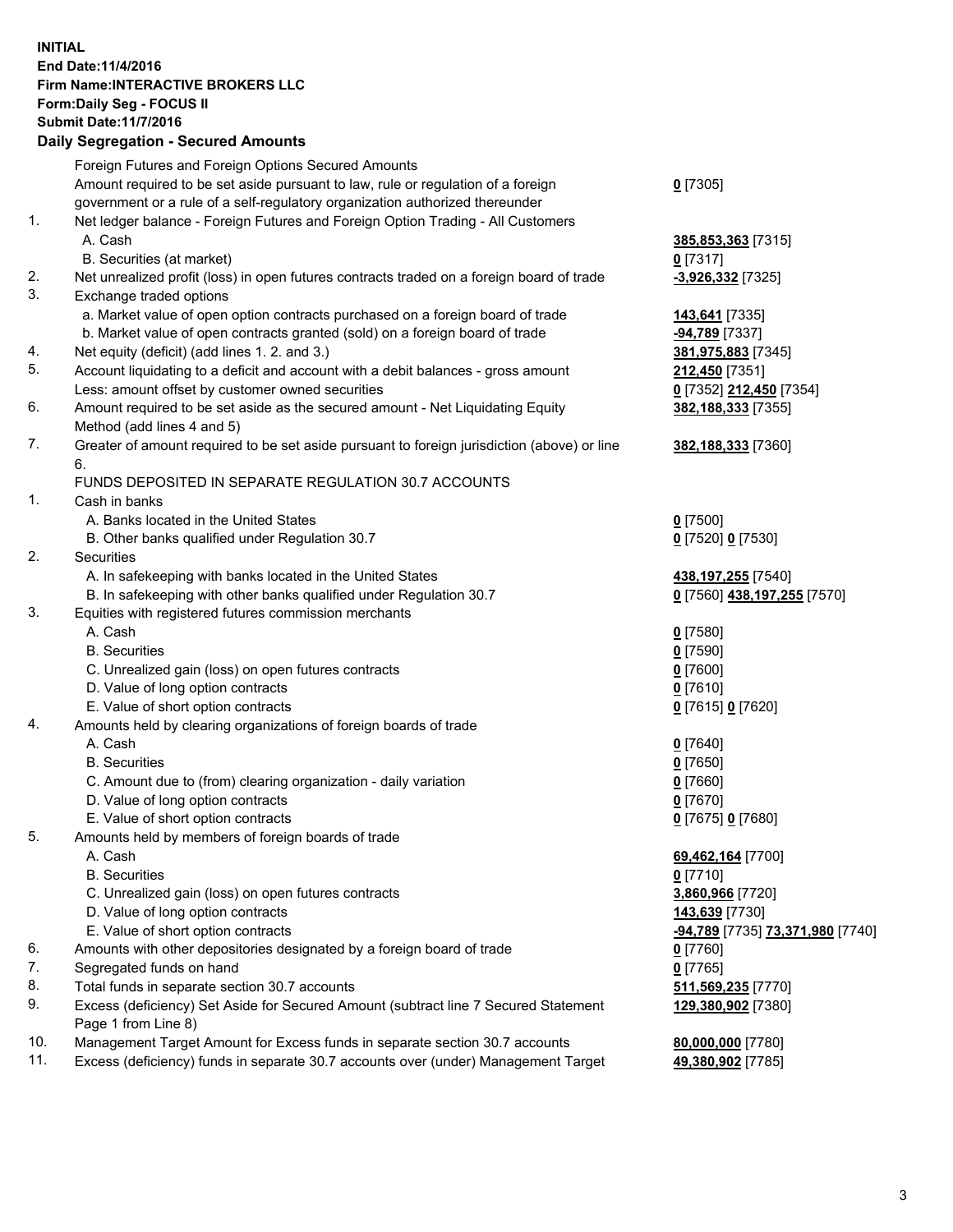**INITIAL**
**End Date:11/4/2016**
**Firm Name:INTERACTIVE BROKERS LLC**
**Form:Daily Seg - FOCUS II**
**Submit Date:11/7/2016**

## Daily Segregation - Secured Amounts

| | | |
|---|---|---|
| | Foreign Futures and Foreign Options Secured Amounts | |
| | Amount required to be set aside pursuant to law, rule or regulation of a foreign government or a rule of a self-regulatory organization authorized thereunder | **0** [7305] |
| 1. | Net ledger balance - Foreign Futures and Foreign Option Trading - All Customers | |
| | A. Cash | **385,853,363** [7315] |
| | B. Securities (at market) | **0** [7317] |
| 2. | Net unrealized profit (loss) in open futures contracts traded on a foreign board of trade | **-3,926,332** [7325] |
| 3. | Exchange traded options | |
| | a. Market value of open option contracts purchased on a foreign board of trade | **143,641** [7335] |
| | b. Market value of open contracts granted (sold) on a foreign board of trade | **-94,789** [7337] |
| 4. | Net equity (deficit) (add lines 1. 2. and 3.) | **381,975,883** [7345] |
| 5. | Account liquidating to a deficit and account with a debit balances - gross amount | **212,450** [7351] |
| | Less: amount offset by customer owned securities | **0** [7352] **212,450** [7354] |
| 6. | Amount required to be set aside as the secured amount - Net Liquidating Equity Method (add lines 4 and 5) | **382,188,333** [7355] |
| 7. | Greater of amount required to be set aside pursuant to foreign jurisdiction (above) or line 6. | **382,188,333** [7360] |
| | FUNDS DEPOSITED IN SEPARATE REGULATION 30.7 ACCOUNTS | |
| 1. | Cash in banks | |
| | A. Banks located in the United States | **0** [7500] |
| | B. Other banks qualified under Regulation 30.7 | **0** [7520] **0** [7530] |
| 2. | Securities | |
| | A. In safekeeping with banks located in the United States | **438,197,255** [7540] |
| | B. In safekeeping with other banks qualified under Regulation 30.7 | **0** [7560] **438,197,255** [7570] |
| 3. | Equities with registered futures commission merchants | |
| | A. Cash | **0** [7580] |
| | B. Securities | **0** [7590] |
| | C. Unrealized gain (loss) on open futures contracts | **0** [7600] |
| | D. Value of long option contracts | **0** [7610] |
| | E. Value of short option contracts | **0** [7615] **0** [7620] |
| 4. | Amounts held by clearing organizations of foreign boards of trade | |
| | A. Cash | **0** [7640] |
| | B. Securities | **0** [7650] |
| | C. Amount due to (from) clearing organization - daily variation | **0** [7660] |
| | D. Value of long option contracts | **0** [7670] |
| | E. Value of short option contracts | **0** [7675] **0** [7680] |
| 5. | Amounts held by members of foreign boards of trade | |
| | A. Cash | **69,462,164** [7700] |
| | B. Securities | **0** [7710] |
| | C. Unrealized gain (loss) on open futures contracts | **3,860,966** [7720] |
| | D. Value of long option contracts | **143,639** [7730] |
| | E. Value of short option contracts | **-94,789** [7735] **73,371,980** [7740] |
| 6. | Amounts with other depositories designated by a foreign board of trade | **0** [7760] |
| 7. | Segregated funds on hand | **0** [7765] |
| 8. | Total funds in separate section 30.7 accounts | **511,569,235** [7770] |
| 9. | Excess (deficiency) Set Aside for Secured Amount (subtract line 7 Secured Statement Page 1 from Line 8) | **129,380,902** [7380] |
| 10. | Management Target Amount for Excess funds in separate section 30.7 accounts | **80,000,000** [7780] |
| 11. | Excess (deficiency) funds in separate 30.7 accounts over (under) Management Target | **49,380,902** [7785] |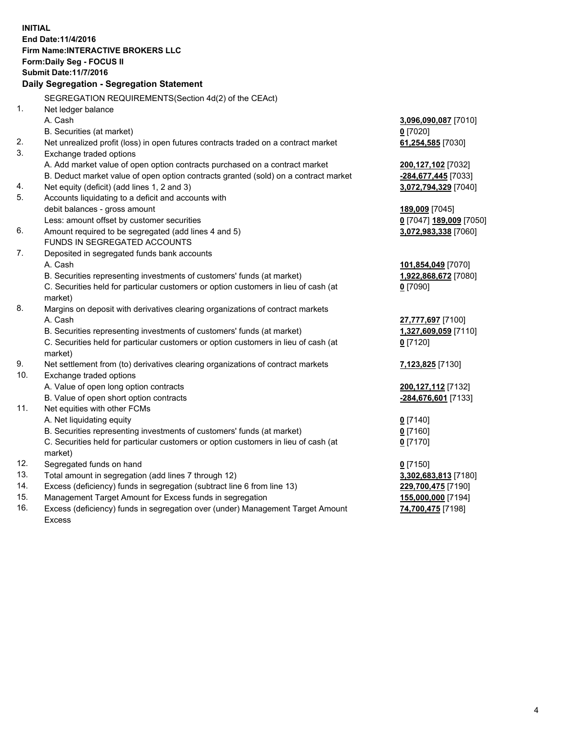**INITIAL**
**End Date:11/4/2016**
**Firm Name:INTERACTIVE BROKERS LLC**
**Form:Daily Seg - FOCUS II**
**Submit Date:11/7/2016**
**Daily Segregation - Segregation Statement**

SEGREGATION REQUIREMENTS(Section 4d(2) of the CEAct)

| | | |
|---|---|---|
| 1. | Net ledger balance | |
| | A. Cash | **3,096,090,087** [7010] |
| | B. Securities (at market) | **0** [7020] |
| 2. | Net unrealized profit (loss) in open futures contracts traded on a contract market | **61,254,585** [7030] |
| 3. | Exchange traded options | |
| | A. Add market value of open option contracts purchased on a contract market | **200,127,102** [7032] |
| | B. Deduct market value of open option contracts granted (sold) on a contract market | **-284,677,445** [7033] |
| 4. | Net equity (deficit) (add lines 1, 2 and 3) | **3,072,794,329** [7040] |
| 5. | Accounts liquidating to a deficit and accounts with | |
| | debit balances - gross amount | **189,009** [7045] |
| | Less: amount offset by customer securities | **0** [7047] **189,009** [7050] |
| 6. | Amount required to be segregated (add lines 4 and 5) | **3,072,983,338** [7060] |
| | FUNDS IN SEGREGATED ACCOUNTS | |
| 7. | Deposited in segregated funds bank accounts | |
| | A. Cash | **101,854,049** [7070] |
| | B. Securities representing investments of customers' funds (at market) | **1,922,868,672** [7080] |
| | C. Securities held for particular customers or option customers in lieu of cash (at market) | **0** [7090] |
| 8. | Margins on deposit with derivatives clearing organizations of contract markets | |
| | A. Cash | **27,777,697** [7100] |
| | B. Securities representing investments of customers' funds (at market) | **1,327,609,059** [7110] |
| | C. Securities held for particular customers or option customers in lieu of cash (at market) | **0** [7120] |
| 9. | Net settlement from (to) derivatives clearing organizations of contract markets | **7,123,825** [7130] |
| 10. | Exchange traded options | |
| | A. Value of open long option contracts | **200,127,112** [7132] |
| | B. Value of open short option contracts | **-284,676,601** [7133] |
| 11. | Net equities with other FCMs | |
| | A. Net liquidating equity | **0** [7140] |
| | B. Securities representing investments of customers' funds (at market) | **0** [7160] |
| | C. Securities held for particular customers or option customers in lieu of cash (at market) | **0** [7170] |
| 12. | Segregated funds on hand | **0** [7150] |
| 13. | Total amount in segregation (add lines 7 through 12) | **3,302,683,813** [7180] |
| 14. | Excess (deficiency) funds in segregation (subtract line 6 from line 13) | **229,700,475** [7190] |
| 15. | Management Target Amount for Excess funds in segregation | **155,000,000** [7194] |
| 16. | Excess (deficiency) funds in segregation over (under) Management Target Amount Excess | **74,700,475** [7198] |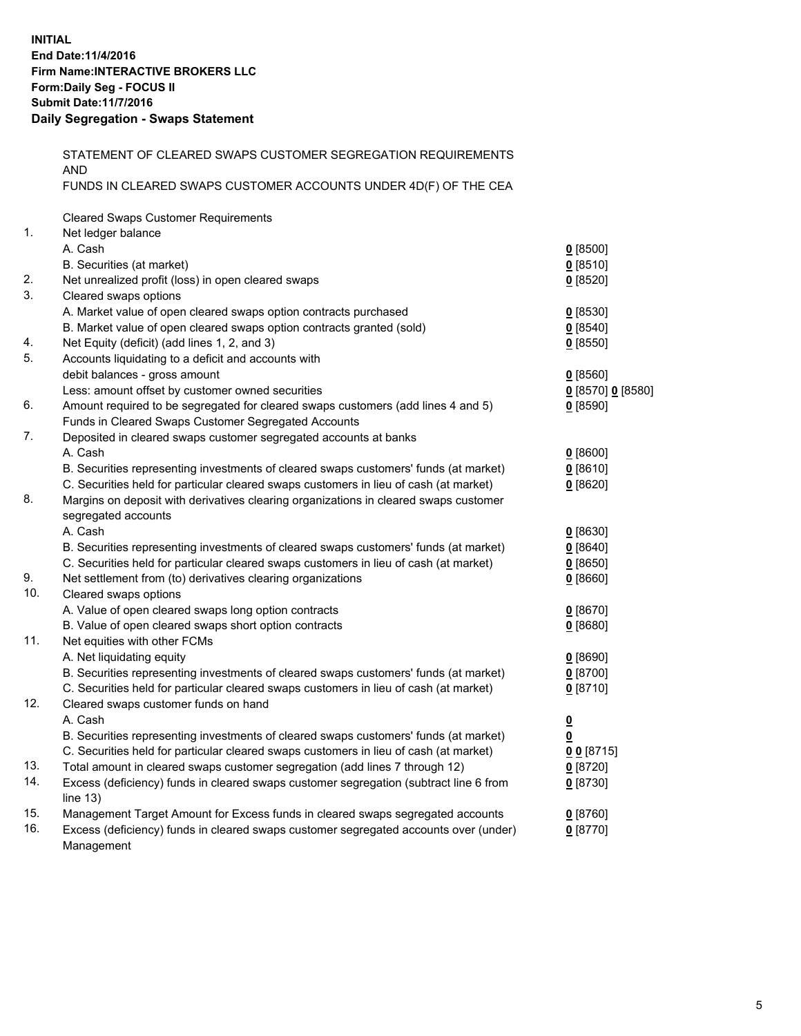**INITIAL**
**End Date:11/4/2016**
**Firm Name:INTERACTIVE BROKERS LLC**
**Form:Daily Seg - FOCUS II**
**Submit Date:11/7/2016**
**Daily Segregation - Swaps Statement**

STATEMENT OF CLEARED SWAPS CUSTOMER SEGREGATION REQUIREMENTS AND FUNDS IN CLEARED SWAPS CUSTOMER ACCOUNTS UNDER 4D(F) OF THE CEA

| | | |
|---|---|---|
| | Cleared Swaps Customer Requirements | |
| 1. | Net ledger balance | |
| | A. Cash | 0 [8500] |
| | B. Securities (at market) | 0 [8510] |
| 2. | Net unrealized profit (loss) in open cleared swaps | 0 [8520] |
| 3. | Cleared swaps options | |
| | A. Market value of open cleared swaps option contracts purchased | 0 [8530] |
| | B. Market value of open cleared swaps option contracts granted (sold) | 0 [8540] |
| 4. | Net Equity (deficit) (add lines 1, 2, and 3) | 0 [8550] |
| 5. | Accounts liquidating to a deficit and accounts with debit balances - gross amount | 0 [8560] |
| | Less: amount offset by customer owned securities | 0 [8570] 0 [8580] |
| 6. | Amount required to be segregated for cleared swaps customers (add lines 4 and 5) | 0 [8590] |
| | Funds in Cleared Swaps Customer Segregated Accounts | |
| 7. | Deposited in cleared swaps customer segregated accounts at banks | |
| | A. Cash | 0 [8600] |
| | B. Securities representing investments of cleared swaps customers' funds (at market) | 0 [8610] |
| | C. Securities held for particular cleared swaps customers in lieu of cash (at market) | 0 [8620] |
| 8. | Margins on deposit with derivatives clearing organizations in cleared swaps customer segregated accounts | |
| | A. Cash | 0 [8630] |
| | B. Securities representing investments of cleared swaps customers' funds (at market) | 0 [8640] |
| | C. Securities held for particular cleared swaps customers in lieu of cash (at market) | 0 [8650] |
| 9. | Net settlement from (to) derivatives clearing organizations | 0 [8660] |
| 10. | Cleared swaps options | |
| | A. Value of open cleared swaps long option contracts | 0 [8670] |
| | B. Value of open cleared swaps short option contracts | 0 [8680] |
| 11. | Net equities with other FCMs | |
| | A. Net liquidating equity | 0 [8690] |
| | B. Securities representing investments of cleared swaps customers' funds (at market) | 0 [8700] |
| | C. Securities held for particular cleared swaps customers in lieu of cash (at market) | 0 [8710] |
| 12. | Cleared swaps customer funds on hand | |
| | A. Cash | 0 |
| | B. Securities representing investments of cleared swaps customers' funds (at market) | 0 |
| | C. Securities held for particular cleared swaps customers in lieu of cash (at market) | 0 0 [8715] |
| 13. | Total amount in cleared swaps customer segregation (add lines 7 through 12) | 0 [8720] |
| 14. | Excess (deficiency) funds in cleared swaps customer segregation (subtract line 6 from line 13) | 0 [8730] |
| 15. | Management Target Amount for Excess funds in cleared swaps segregated accounts | 0 [8760] |
| 16. | Excess (deficiency) funds in cleared swaps customer segregated accounts over (under) Management | 0 [8770] |